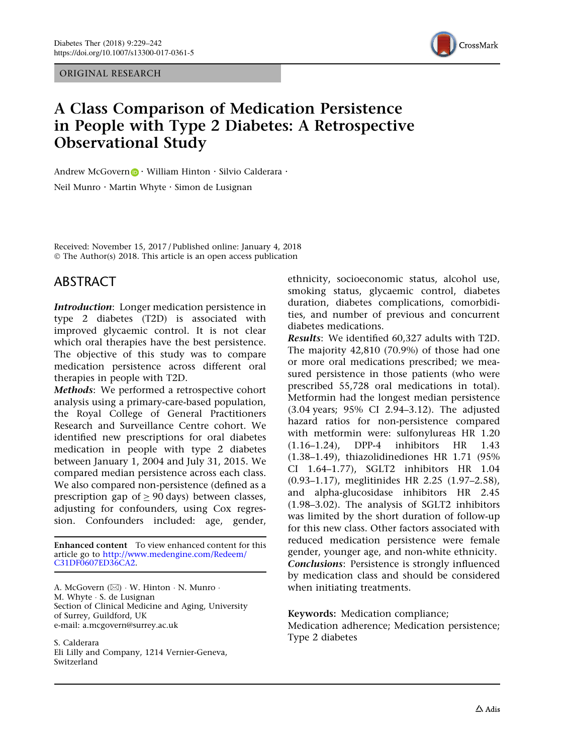ORIGINAL RESEARCH

# A Class Comparison of Medication Persistence in People with Type 2 Diabetes: A Retrospective Observational Study

Andrew McGovern · William Hinton · Silvio Calderara · Neil Munro · Martin Whyte · Simon de Lusignan

Received: November 15, 2017 / Published online: January 4, 2018
© The Author(s) 2018. This article is an open access publication

## ABSTRACT

***Introduction***: Longer medication persistence in type 2 diabetes (T2D) is associated with improved glycaemic control. It is not clear which oral therapies have the best persistence. The objective of this study was to compare medication persistence across different oral therapies in people with T2D.

***Methods***: We performed a retrospective cohort analysis using a primary-care-based population, the Royal College of General Practitioners Research and Surveillance Centre cohort. We identified new prescriptions for oral diabetes medication in people with type 2 diabetes between January 1, 2004 and July 31, 2015. We compared median persistence across each class. We also compared non-persistence (defined as a prescription gap of ≥ 90 days) between classes, adjusting for confounders, using Cox regression. Confounders included: age, gender, ethnicity, socioeconomic status, alcohol use, smoking status, glycaemic control, diabetes duration, diabetes complications, comorbidities, and number of previous and concurrent diabetes medications.

***Results***: We identified 60,327 adults with T2D. The majority 42,810 (70.9%) of those had one or more oral medications prescribed; we measured persistence in those patients (who were prescribed 55,728 oral medications in total). Metformin had the longest median persistence (3.04 years; 95% CI 2.94–3.12). The adjusted hazard ratios for non-persistence compared with metformin were: sulfonylureas HR 1.20 (1.16–1.24), DPP-4 inhibitors HR 1.43 (1.38–1.49), thiazolidinediones HR 1.71 (95% CI 1.64–1.77), SGLT2 inhibitors HR 1.04 (0.93–1.17), meglitinides HR 2.25 (1.97–2.58), and alpha-glucosidase inhibitors HR 2.45 (1.98–3.02). The analysis of SGLT2 inhibitors was limited by the short duration of follow-up for this new class. Other factors associated with reduced medication persistence were female gender, younger age, and non-white ethnicity.

***Conclusions***: Persistence is strongly influenced by medication class and should be considered when initiating treatments.

**Keywords:** Medication compliance; Medication adherence; Medication persistence; Type 2 diabetes

**Enhanced content** To view enhanced content for this article go to http://www.medengine.com/Redeem/C31DF0607ED36CA2.

A. McGovern (✉) · W. Hinton · N. Munro · M. Whyte · S. de Lusignan
Section of Clinical Medicine and Aging, University of Surrey, Guildford, UK
e-mail: a.mcgovern@surrey.ac.uk

S. Calderara
Eli Lilly and Company, 1214 Vernier-Geneva, Switzerland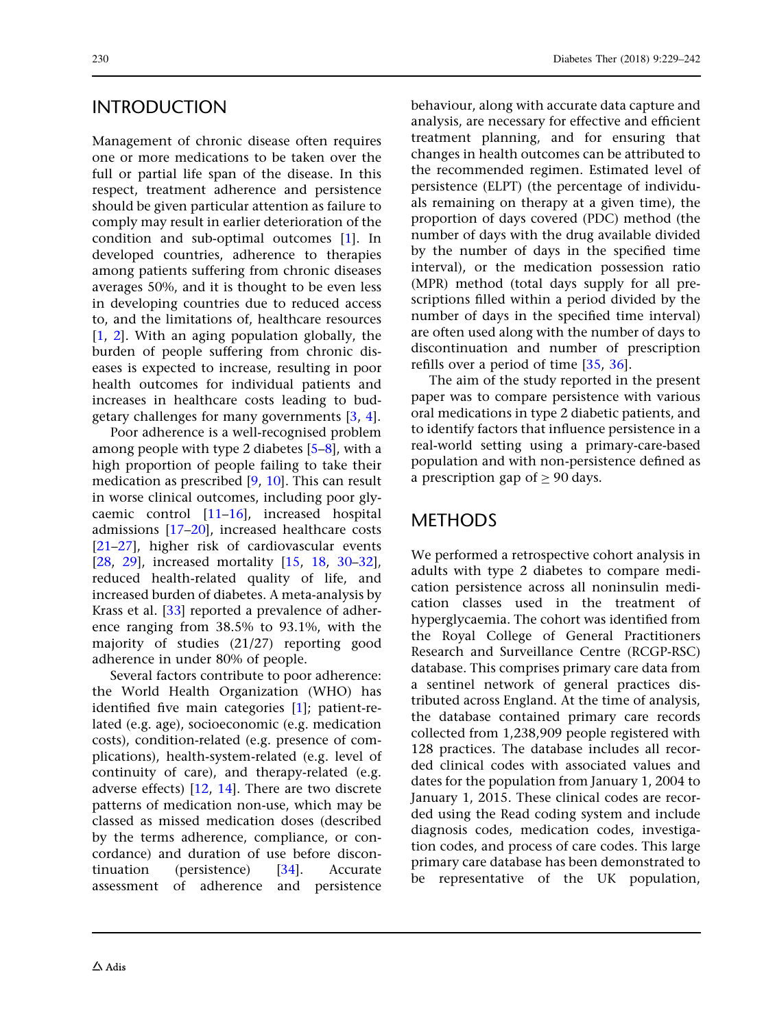## INTRODUCTION

Management of chronic disease often requires one or more medications to be taken over the full or partial life span of the disease. In this respect, treatment adherence and persistence should be given particular attention as failure to comply may result in earlier deterioration of the condition and sub-optimal outcomes [1]. In developed countries, adherence to therapies among patients suffering from chronic diseases averages 50%, and it is thought to be even less in developing countries due to reduced access to, and the limitations of, healthcare resources [1, 2]. With an aging population globally, the burden of people suffering from chronic diseases is expected to increase, resulting in poor health outcomes for individual patients and increases in healthcare costs leading to budgetary challenges for many governments [3, 4].

Poor adherence is a well-recognised problem among people with type 2 diabetes [5–8], with a high proportion of people failing to take their medication as prescribed [9, 10]. This can result in worse clinical outcomes, including poor glycaemic control [11–16], increased hospital admissions [17–20], increased healthcare costs [21–27], higher risk of cardiovascular events [28, 29], increased mortality [15, 18, 30–32], reduced health-related quality of life, and increased burden of diabetes. A meta-analysis by Krass et al. [33] reported a prevalence of adherence ranging from 38.5% to 93.1%, with the majority of studies (21/27) reporting good adherence in under 80% of people.

Several factors contribute to poor adherence: the World Health Organization (WHO) has identified five main categories [1]; patient-related (e.g. age), socioeconomic (e.g. medication costs), condition-related (e.g. presence of complications), health-system-related (e.g. level of continuity of care), and therapy-related (e.g. adverse effects) [12, 14]. There are two discrete patterns of medication non-use, which may be classed as missed medication doses (described by the terms adherence, compliance, or concordance) and duration of use before discontinuation (persistence) [34]. Accurate assessment of adherence and persistence behaviour, along with accurate data capture and analysis, are necessary for effective and efficient treatment planning, and for ensuring that changes in health outcomes can be attributed to the recommended regimen. Estimated level of persistence (ELPT) (the percentage of individuals remaining on therapy at a given time), the proportion of days covered (PDC) method (the number of days with the drug available divided by the number of days in the specified time interval), or the medication possession ratio (MPR) method (total days supply for all prescriptions filled within a period divided by the number of days in the specified time interval) are often used along with the number of days to discontinuation and number of prescription refills over a period of time [35, 36].

The aim of the study reported in the present paper was to compare persistence with various oral medications in type 2 diabetic patients, and to identify factors that influence persistence in a real-world setting using a primary-care-based population and with non-persistence defined as a prescription gap of $\geq$ 90 days.

## METHODS

We performed a retrospective cohort analysis in adults with type 2 diabetes to compare medication persistence across all noninsulin medication classes used in the treatment of hyperglycaemia. The cohort was identified from the Royal College of General Practitioners Research and Surveillance Centre (RCGP-RSC) database. This comprises primary care data from a sentinel network of general practices distributed across England. At the time of analysis, the database contained primary care records collected from 1,238,909 people registered with 128 practices. The database includes all recorded clinical codes with associated values and dates for the population from January 1, 2004 to January 1, 2015. These clinical codes are recorded using the Read coding system and include diagnosis codes, medication codes, investigation codes, and process of care codes. This large primary care database has been demonstrated to be representative of the UK population,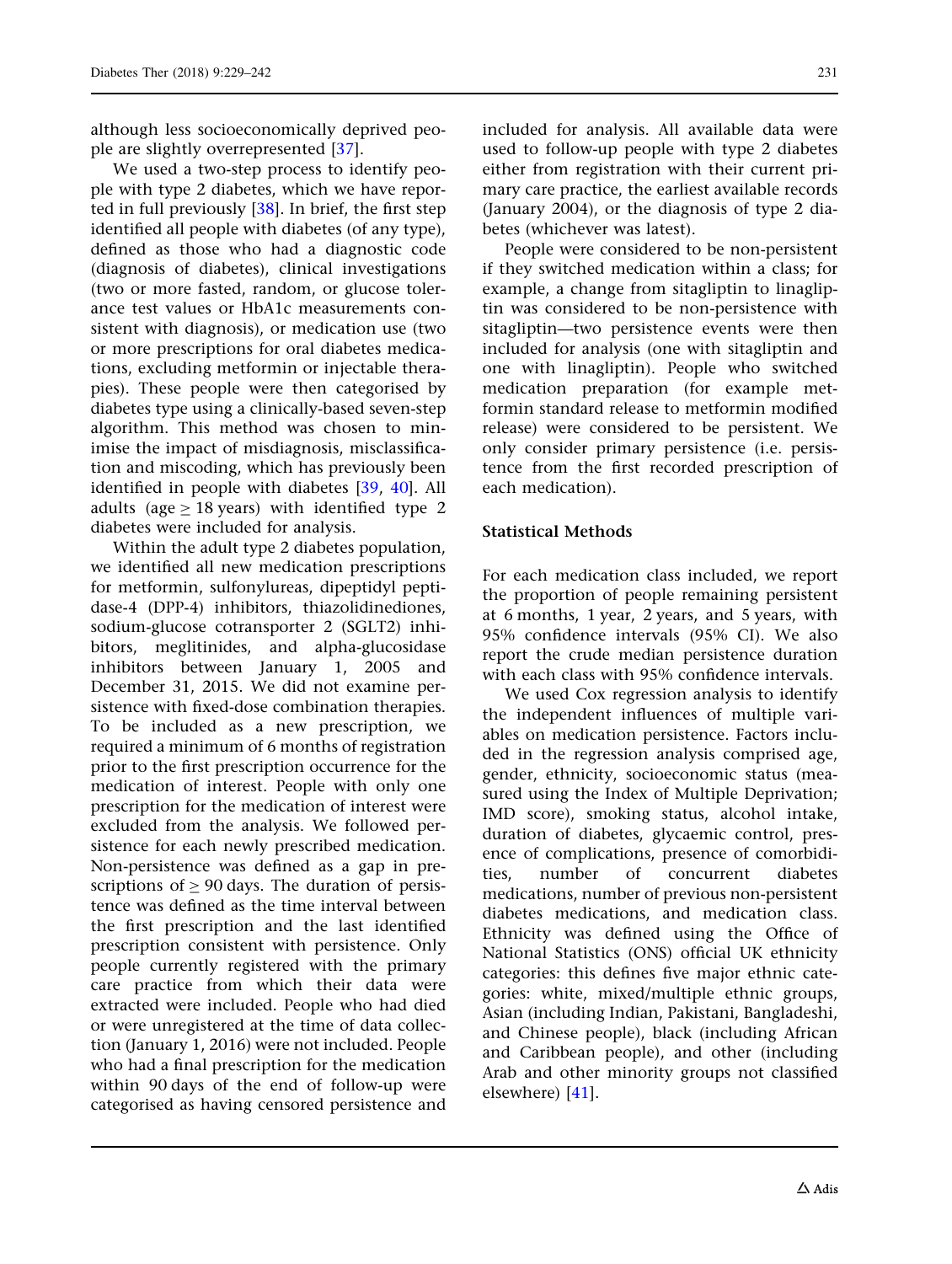although less socioeconomically deprived people are slightly overrepresented [37].

We used a two-step process to identify people with type 2 diabetes, which we have reported in full previously [38]. In brief, the first step identified all people with diabetes (of any type), defined as those who had a diagnostic code (diagnosis of diabetes), clinical investigations (two or more fasted, random, or glucose tolerance test values or HbA1c measurements consistent with diagnosis), or medication use (two or more prescriptions for oral diabetes medications, excluding metformin or injectable therapies). These people were then categorised by diabetes type using a clinically-based seven-step algorithm. This method was chosen to minimise the impact of misdiagnosis, misclassification and miscoding, which has previously been identified in people with diabetes [39, 40]. All adults (age $\geq$ 18 years) with identified type 2 diabetes were included for analysis.

Within the adult type 2 diabetes population, we identified all new medication prescriptions for metformin, sulfonylureas, dipeptidyl peptidase-4 (DPP-4) inhibitors, thiazolidinediones, sodium-glucose cotransporter 2 (SGLT2) inhibitors, meglitinides, and alpha-glucosidase inhibitors between January 1, 2005 and December 31, 2015. We did not examine persistence with fixed-dose combination therapies. To be included as a new prescription, we required a minimum of 6 months of registration prior to the first prescription occurrence for the medication of interest. People with only one prescription for the medication of interest were excluded from the analysis. We followed persistence for each newly prescribed medication. Non-persistence was defined as a gap in prescriptions of $\geq$ 90 days. The duration of persistence was defined as the time interval between the first prescription and the last identified prescription consistent with persistence. Only people currently registered with the primary care practice from which their data were extracted were included. People who had died or were unregistered at the time of data collection (January 1, 2016) were not included. People who had a final prescription for the medication within 90 days of the end of follow-up were categorised as having censored persistence and included for analysis. All available data were used to follow-up people with type 2 diabetes either from registration with their current primary care practice, the earliest available records (January 2004), or the diagnosis of type 2 diabetes (whichever was latest).

People were considered to be non-persistent if they switched medication within a class; for example, a change from sitagliptin to linagliptin was considered to be non-persistence with sitagliptin—two persistence events were then included for analysis (one with sitagliptin and one with linagliptin). People who switched medication preparation (for example metformin standard release to metformin modified release) were considered to be persistent. We only consider primary persistence (i.e. persistence from the first recorded prescription of each medication).

## Statistical Methods

For each medication class included, we report the proportion of people remaining persistent at 6 months, 1 year, 2 years, and 5 years, with 95% confidence intervals (95% CI). We also report the crude median persistence duration with each class with 95% confidence intervals.

We used Cox regression analysis to identify the independent influences of multiple variables on medication persistence. Factors included in the regression analysis comprised age, gender, ethnicity, socioeconomic status (measured using the Index of Multiple Deprivation; IMD score), smoking status, alcohol intake, duration of diabetes, glycaemic control, presence of complications, presence of comorbidities, number of concurrent diabetes medications, number of previous non-persistent diabetes medications, and medication class. Ethnicity was defined using the Office of National Statistics (ONS) official UK ethnicity categories: this defines five major ethnic categories: white, mixed/multiple ethnic groups, Asian (including Indian, Pakistani, Bangladeshi, and Chinese people), black (including African and Caribbean people), and other (including Arab and other minority groups not classified elsewhere) [41].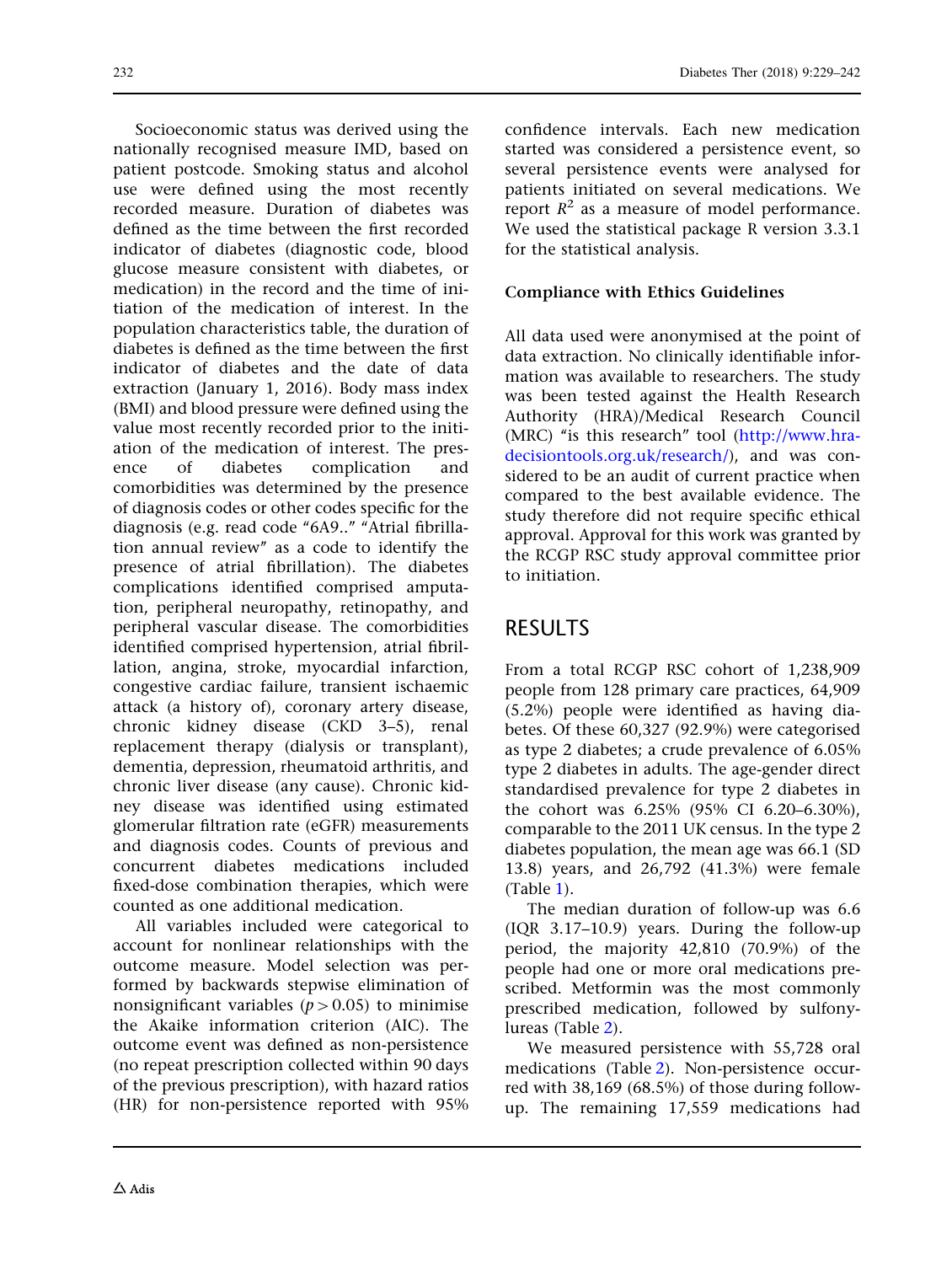Socioeconomic status was derived using the nationally recognised measure IMD, based on patient postcode. Smoking status and alcohol use were defined using the most recently recorded measure. Duration of diabetes was defined as the time between the first recorded indicator of diabetes (diagnostic code, blood glucose measure consistent with diabetes, or medication) in the record and the time of initiation of the medication of interest. In the population characteristics table, the duration of diabetes is defined as the time between the first indicator of diabetes and the date of data extraction (January 1, 2016). Body mass index (BMI) and blood pressure were defined using the value most recently recorded prior to the initiation of the medication of interest. The presence of diabetes complication and comorbidities was determined by the presence of diagnosis codes or other codes specific for the diagnosis (e.g. read code "6A9.." "Atrial fibrillation annual review" as a code to identify the presence of atrial fibrillation). The diabetes complications identified comprised amputation, peripheral neuropathy, retinopathy, and peripheral vascular disease. The comorbidities identified comprised hypertension, atrial fibrillation, angina, stroke, myocardial infarction, congestive cardiac failure, transient ischaemic attack (a history of), coronary artery disease, chronic kidney disease (CKD 3–5), renal replacement therapy (dialysis or transplant), dementia, depression, rheumatoid arthritis, and chronic liver disease (any cause). Chronic kidney disease was identified using estimated glomerular filtration rate (eGFR) measurements and diagnosis codes. Counts of previous and concurrent diabetes medications included fixed-dose combination therapies, which were counted as one additional medication.

All variables included were categorical to account for nonlinear relationships with the outcome measure. Model selection was performed by backwards stepwise elimination of nonsignificant variables ($p > 0.05$) to minimise the Akaike information criterion (AIC). The outcome event was defined as non-persistence (no repeat prescription collected within 90 days of the previous prescription), with hazard ratios (HR) for non-persistence reported with 95% confidence intervals. Each new medication started was considered a persistence event, so several persistence events were analysed for patients initiated on several medications. We report $R^2$ as a measure of model performance. We used the statistical package R version 3.3.1 for the statistical analysis.

### Compliance with Ethics Guidelines

All data used were anonymised at the point of data extraction. No clinically identifiable information was available to researchers. The study was been tested against the Health Research Authority (HRA)/Medical Research Council (MRC) "is this research" tool (http://www.hra-decisiontools.org.uk/research/), and was considered to be an audit of current practice when compared to the best available evidence. The study therefore did not require specific ethical approval. Approval for this work was granted by the RCGP RSC study approval committee prior to initiation.

## RESULTS

From a total RCGP RSC cohort of 1,238,909 people from 128 primary care practices, 64,909 (5.2%) people were identified as having diabetes. Of these 60,327 (92.9%) were categorised as type 2 diabetes; a crude prevalence of 6.05% type 2 diabetes in adults. The age-gender direct standardised prevalence for type 2 diabetes in the cohort was 6.25% (95% CI 6.20–6.30%), comparable to the 2011 UK census. In the type 2 diabetes population, the mean age was 66.1 (SD 13.8) years, and 26,792 (41.3%) were female (Table 1).

The median duration of follow-up was 6.6 (IQR 3.17–10.9) years. During the follow-up period, the majority 42,810 (70.9%) of the people had one or more oral medications prescribed. Metformin was the most commonly prescribed medication, followed by sulfonylureas (Table 2).

We measured persistence with 55,728 oral medications (Table 2). Non-persistence occurred with 38,169 (68.5%) of those during follow-up. The remaining 17,559 medications had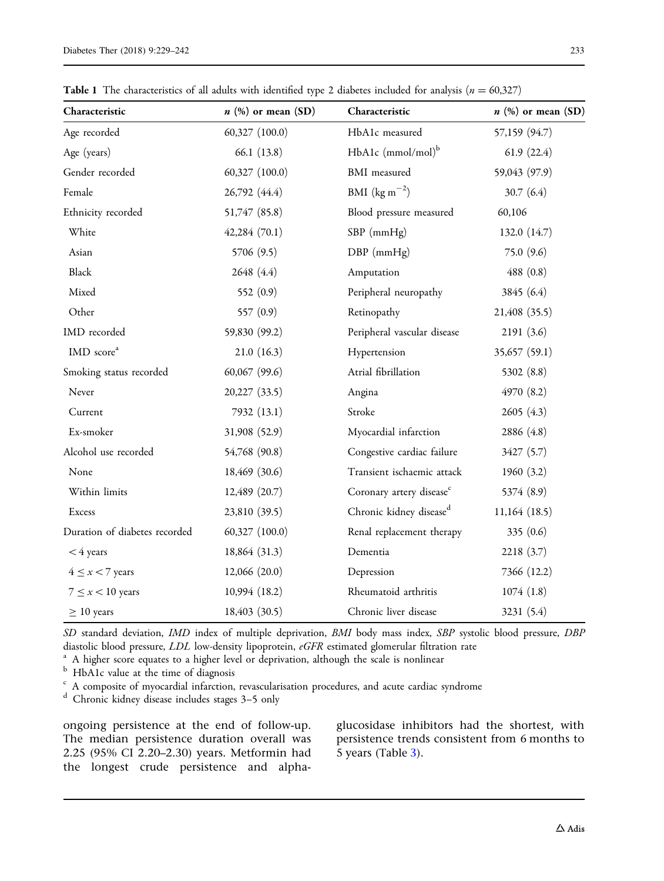**Table 1** The characteristics of all adults with identified type 2 diabetes included for analysis ($n = 60{,}327$)

| Characteristic | $n$ (%) or mean (SD) | Characteristic | $n$ (%) or mean (SD) |
|---|---|---|---|
| Age recorded | 60,327 (100.0) | HbA1c measured | 57,159 (94.7) |
| Age (years) | 66.1 (13.8) | HbA1c (mmol/mol)[b] | 61.9 (22.4) |
| Gender recorded | 60,327 (100.0) | BMI measured | 59,043 (97.9) |
| Female | 26,792 (44.4) | BMI (kg m$^{-2}$) | 30.7 (6.4) |
| Ethnicity recorded | 51,747 (85.8) | Blood pressure measured | 60,106 |
| White | 42,284 (70.1) | SBP (mmHg) | 132.0 (14.7) |
| Asian | 5706 (9.5) | DBP (mmHg) | 75.0 (9.6) |
| Black | 2648 (4.4) | Amputation | 488 (0.8) |
| Mixed | 552 (0.9) | Peripheral neuropathy | 3845 (6.4) |
| Other | 557 (0.9) | Retinopathy | 21,408 (35.5) |
| IMD recorded | 59,830 (99.2) | Peripheral vascular disease | 2191 (3.6) |
| IMD score[a] | 21.0 (16.3) | Hypertension | 35,657 (59.1) |
| Smoking status recorded | 60,067 (99.6) | Atrial fibrillation | 5302 (8.8) |
| Never | 20,227 (33.5) | Angina | 4970 (8.2) |
| Current | 7932 (13.1) | Stroke | 2605 (4.3) |
| Ex-smoker | 31,908 (52.9) | Myocardial infarction | 2886 (4.8) |
| Alcohol use recorded | 54,768 (90.8) | Congestive cardiac failure | 3427 (5.7) |
| None | 18,469 (30.6) | Transient ischaemic attack | 1960 (3.2) |
| Within limits | 12,489 (20.7) | Coronary artery disease[c] | 5374 (8.9) |
| Excess | 23,810 (39.5) | Chronic kidney disease[d] | 11,164 (18.5) |
| Duration of diabetes recorded | 60,327 (100.0) | Renal replacement therapy | 335 (0.6) |
| $< 4$ years | 18,864 (31.3) | Dementia | 2218 (3.7) |
| $4 \leq x < 7$ years | 12,066 (20.0) | Depression | 7366 (12.2) |
| $7 \leq x < 10$ years | 10,994 (18.2) | Rheumatoid arthritis | 1074 (1.8) |
| $\geq 10$ years | 18,403 (30.5) | Chronic liver disease | 3231 (5.4) |

*SD* standard deviation, *IMD* index of multiple deprivation, *BMI* body mass index, *SBP* systolic blood pressure, *DBP* diastolic blood pressure, *LDL* low-density lipoprotein, *eGFR* estimated glomerular filtration rate

[a] A higher score equates to a higher level or deprivation, although the scale is nonlinear

[b] HbA1c value at the time of diagnosis

[c] A composite of myocardial infarction, revascularisation procedures, and acute cardiac syndrome

[d] Chronic kidney disease includes stages 3–5 only

ongoing persistence at the end of follow-up. The median persistence duration overall was 2.25 (95% CI 2.20–2.30) years. Metformin had the longest crude persistence and alpha-glucosidase inhibitors had the shortest, with persistence trends consistent from 6 months to 5 years (Table 3).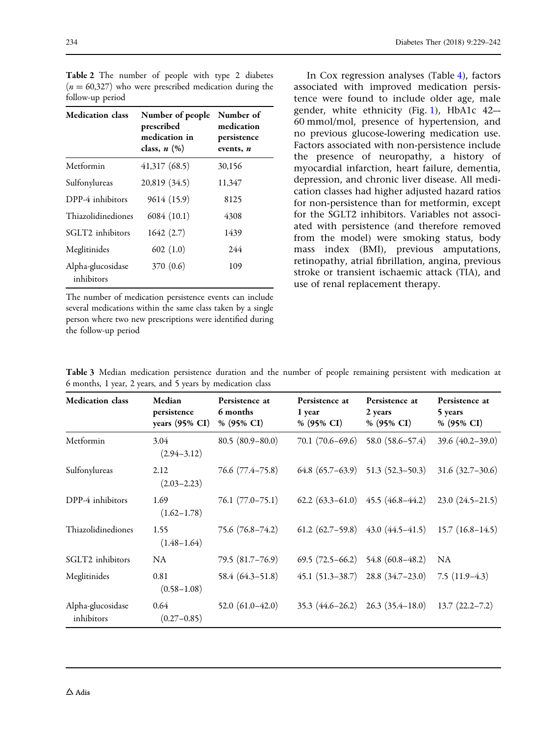**Table 2** The number of people with type 2 diabetes ($n = 60{,}327$) who were prescribed medication during the follow-up period

| Medication class | Number of people prescribed medication in class, *n* (%) | Number of medication persistence events, *n* |
|---|---|---|
| Metformin | 41,317 (68.5) | 30,156 |
| Sulfonylureas | 20,819 (34.5) | 11,347 |
| DPP-4 inhibitors | 9614 (15.9) | 8125 |
| Thiazolidinediones | 6084 (10.1) | 4308 |
| SGLT2 inhibitors | 1642 (2.7) | 1439 |
| Meglitinides | 602 (1.0) | 244 |
| Alpha-glucosidase inhibitors | 370 (0.6) | 109 |

The number of medication persistence events can include several medications within the same class taken by a single person where two new prescriptions were identified during the follow-up period

In Cox regression analyses (Table 4), factors associated with improved medication persistence were found to include older age, male gender, white ethnicity (Fig. 1), HbA1c 42–-60 mmol/mol, presence of hypertension, and no previous glucose-lowering medication use. Factors associated with non-persistence include the presence of neuropathy, a history of myocardial infarction, heart failure, dementia, depression, and chronic liver disease. All medication classes had higher adjusted hazard ratios for non-persistence than for metformin, except for the SGLT2 inhibitors. Variables not associated with persistence (and therefore removed from the model) were smoking status, body mass index (BMI), previous amputations, retinopathy, atrial fibrillation, angina, previous stroke or transient ischaemic attack (TIA), and use of renal replacement therapy.

**Table 3** Median medication persistence duration and the number of people remaining persistent with medication at 6 months, 1 year, 2 years, and 5 years by medication class

| Medication class | Median persistence years (95% CI) | Persistence at 6 months % (95% CI) | Persistence at 1 year % (95% CI) | Persistence at 2 years % (95% CI) | Persistence at 5 years % (95% CI) |
|---|---|---|---|---|---|
| Metformin | 3.04 (2.94–3.12) | 80.5 (80.9–80.0) | 70.1 (70.6–69.6) | 58.0 (58.6–57.4) | 39.6 (40.2–39.0) |
| Sulfonylureas | 2.12 (2.03–2.23) | 76.6 (77.4–75.8) | 64.8 (65.7–63.9) | 51.3 (52.3–50.3) | 31.6 (32.7–30.6) |
| DPP-4 inhibitors | 1.69 (1.62–1.78) | 76.1 (77.0–75.1) | 62.2 (63.3–61.0) | 45.5 (46.8–44.2) | 23.0 (24.5–21.5) |
| Thiazolidinediones | 1.55 (1.48–1.64) | 75.6 (76.8–74.2) | 61.2 (62.7–59.8) | 43.0 (44.5–41.5) | 15.7 (16.8–14.5) |
| SGLT2 inhibitors | NA | 79.5 (81.7–76.9) | 69.5 (72.5–66.2) | 54.8 (60.8–48.2) | NA |
| Meglitinides | 0.81 (0.58–1.08) | 58.4 (64.3–51.8) | 45.1 (51.3–38.7) | 28.8 (34.7–23.0) | 7.5 (11.9–4.3) |
| Alpha-glucosidase inhibitors | 0.64 (0.27–0.85) | 52.0 (61.0–42.0) | 35.3 (44.6–26.2) | 26.3 (35.4–18.0) | 13.7 (22.2–7.2) |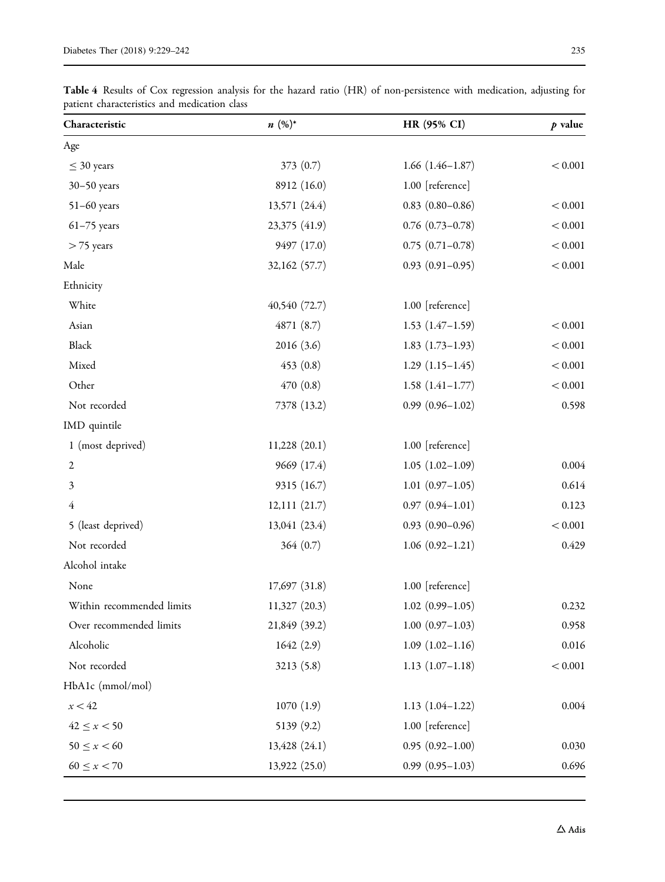**Table 4** Results of Cox regression analysis for the hazard ratio (HR) of non-persistence with medication, adjusting for patient characteristics and medication class

| Characteristic | *n* (%)* | HR (95% CI) | *p* value |
|---|---|---|---|
| Age | | | |
| ≤ 30 years | 373 (0.7) | 1.66 (1.46–1.87) | < 0.001 |
| 30–50 years | 8912 (16.0) | 1.00 [reference] | |
| 51–60 years | 13,571 (24.4) | 0.83 (0.80–0.86) | < 0.001 |
| 61–75 years | 23,375 (41.9) | 0.76 (0.73–0.78) | < 0.001 |
| > 75 years | 9497 (17.0) | 0.75 (0.71–0.78) | < 0.001 |
| Male | 32,162 (57.7) | 0.93 (0.91–0.95) | < 0.001 |
| Ethnicity | | | |
| White | 40,540 (72.7) | 1.00 [reference] | |
| Asian | 4871 (8.7) | 1.53 (1.47–1.59) | < 0.001 |
| Black | 2016 (3.6) | 1.83 (1.73–1.93) | < 0.001 |
| Mixed | 453 (0.8) | 1.29 (1.15–1.45) | < 0.001 |
| Other | 470 (0.8) | 1.58 (1.41–1.77) | < 0.001 |
| Not recorded | 7378 (13.2) | 0.99 (0.96–1.02) | 0.598 |
| IMD quintile | | | |
| 1 (most deprived) | 11,228 (20.1) | 1.00 [reference] | |
| 2 | 9669 (17.4) | 1.05 (1.02–1.09) | 0.004 |
| 3 | 9315 (16.7) | 1.01 (0.97–1.05) | 0.614 |
| 4 | 12,111 (21.7) | 0.97 (0.94–1.01) | 0.123 |
| 5 (least deprived) | 13,041 (23.4) | 0.93 (0.90–0.96) | < 0.001 |
| Not recorded | 364 (0.7) | 1.06 (0.92–1.21) | 0.429 |
| Alcohol intake | | | |
| None | 17,697 (31.8) | 1.00 [reference] | |
| Within recommended limits | 11,327 (20.3) | 1.02 (0.99–1.05) | 0.232 |
| Over recommended limits | 21,849 (39.2) | 1.00 (0.97–1.03) | 0.958 |
| Alcoholic | 1642 (2.9) | 1.09 (1.02–1.16) | 0.016 |
| Not recorded | 3213 (5.8) | 1.13 (1.07–1.18) | < 0.001 |
| HbA1c (mmol/mol) | | | |
| $x < 42$ | 1070 (1.9) | 1.13 (1.04–1.22) | 0.004 |
| $42 \leq x < 50$ | 5139 (9.2) | 1.00 [reference] | |
| $50 \leq x < 60$ | 13,428 (24.1) | 0.95 (0.92–1.00) | 0.030 |
| $60 \leq x < 70$ | 13,922 (25.0) | 0.99 (0.95–1.03) | 0.696 |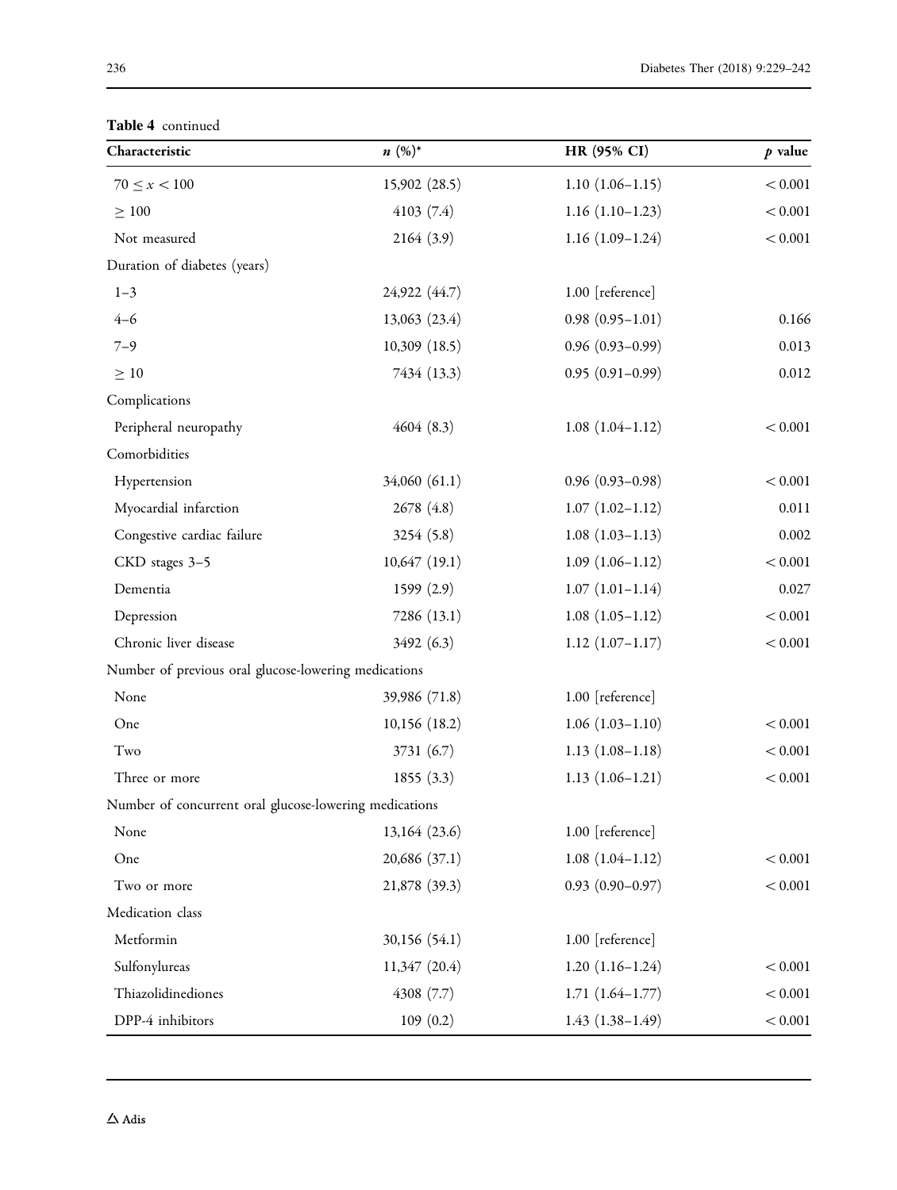**Table 4** continued

| Characteristic | *n* (%)* | HR (95% CI) | *p* value |
|---|---|---|---|
| $70 \leq x < 100$ | 15,902 (28.5) | 1.10 (1.06–1.15) | < 0.001 |
| $\geq 100$ | 4103 (7.4) | 1.16 (1.10–1.23) | < 0.001 |
| Not measured | 2164 (3.9) | 1.16 (1.09–1.24) | < 0.001 |
| Duration of diabetes (years) | | | |
| 1–3 | 24,922 (44.7) | 1.00 [reference] | |
| 4–6 | 13,063 (23.4) | 0.98 (0.95–1.01) | 0.166 |
| 7–9 | 10,309 (18.5) | 0.96 (0.93–0.99) | 0.013 |
| $\geq 10$ | 7434 (13.3) | 0.95 (0.91–0.99) | 0.012 |
| Complications | | | |
| Peripheral neuropathy | 4604 (8.3) | 1.08 (1.04–1.12) | < 0.001 |
| Comorbidities | | | |
| Hypertension | 34,060 (61.1) | 0.96 (0.93–0.98) | < 0.001 |
| Myocardial infarction | 2678 (4.8) | 1.07 (1.02–1.12) | 0.011 |
| Congestive cardiac failure | 3254 (5.8) | 1.08 (1.03–1.13) | 0.002 |
| CKD stages 3–5 | 10,647 (19.1) | 1.09 (1.06–1.12) | < 0.001 |
| Dementia | 1599 (2.9) | 1.07 (1.01–1.14) | 0.027 |
| Depression | 7286 (13.1) | 1.08 (1.05–1.12) | < 0.001 |
| Chronic liver disease | 3492 (6.3) | 1.12 (1.07–1.17) | < 0.001 |
| Number of previous oral glucose-lowering medications | | | |
| None | 39,986 (71.8) | 1.00 [reference] | |
| One | 10,156 (18.2) | 1.06 (1.03–1.10) | < 0.001 |
| Two | 3731 (6.7) | 1.13 (1.08–1.18) | < 0.001 |
| Three or more | 1855 (3.3) | 1.13 (1.06–1.21) | < 0.001 |
| Number of concurrent oral glucose-lowering medications | | | |
| None | 13,164 (23.6) | 1.00 [reference] | |
| One | 20,686 (37.1) | 1.08 (1.04–1.12) | < 0.001 |
| Two or more | 21,878 (39.3) | 0.93 (0.90–0.97) | < 0.001 |
| Medication class | | | |
| Metformin | 30,156 (54.1) | 1.00 [reference] | |
| Sulfonylureas | 11,347 (20.4) | 1.20 (1.16–1.24) | < 0.001 |
| Thiazolidinediones | 4308 (7.7) | 1.71 (1.64–1.77) | < 0.001 |
| DPP-4 inhibitors | 109 (0.2) | 1.43 (1.38–1.49) | < 0.001 |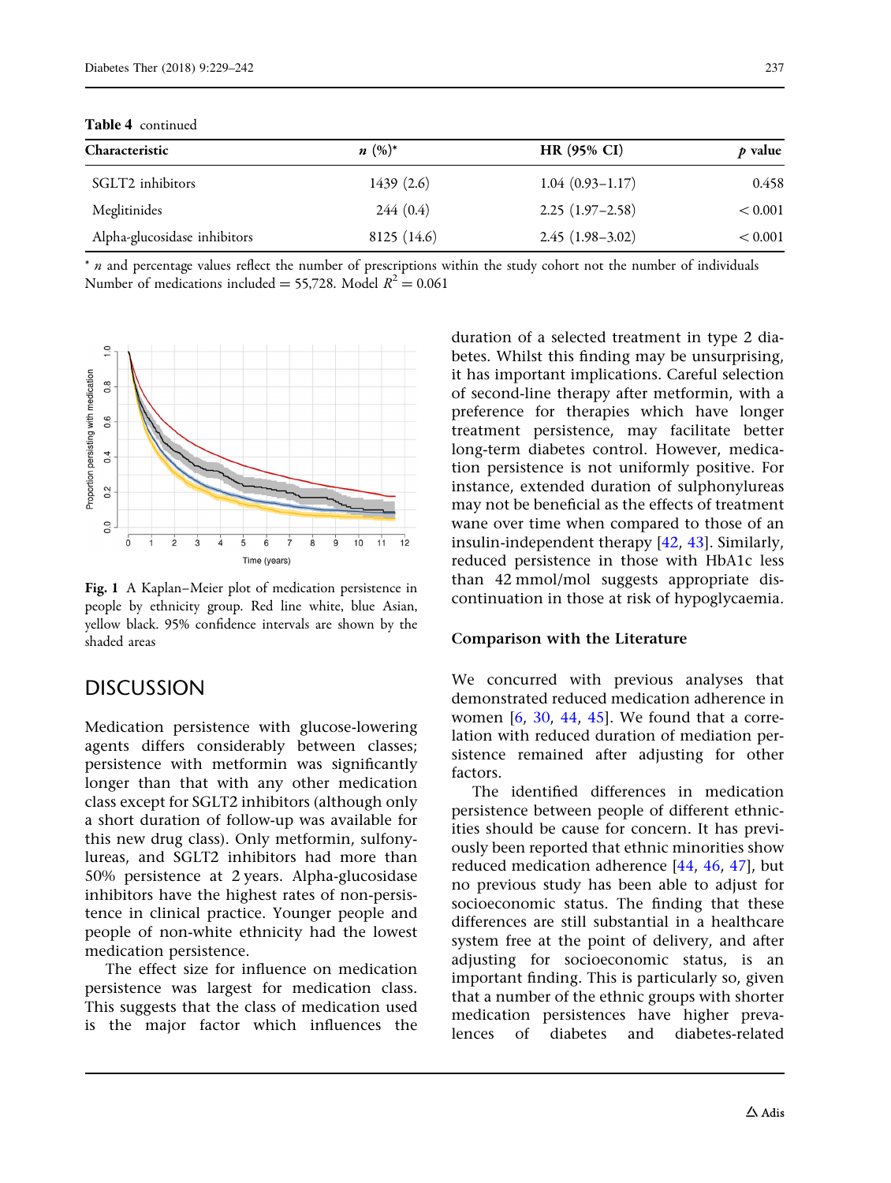**Table 4** continued

| Characteristic | *n* (%)* | HR (95% CI) | *p* value |
|---|---|---|---|
| SGLT2 inhibitors | 1439 (2.6) | 1.04 (0.93–1.17) | 0.458 |
| Meglitinides | 244 (0.4) | 2.25 (1.97–2.58) | < 0.001 |
| Alpha-glucosidase inhibitors | 8125 (14.6) | 2.45 (1.98–3.02) | < 0.001 |

\* *n* and percentage values reflect the number of prescriptions within the study cohort not the number of individuals
Number of medications included = 55,728. Model $R^2 = 0.061$

**Fig. 1** A Kaplan–Meier plot of medication persistence in people by ethnicity group. Red line white, blue Asian, yellow black. 95% confidence intervals are shown by the shaded areas

# DISCUSSION

Medication persistence with glucose-lowering agents differs considerably between classes; persistence with metformin was significantly longer than that with any other medication class except for SGLT2 inhibitors (although only a short duration of follow-up was available for this new drug class). Only metformin, sulfonylureas, and SGLT2 inhibitors had more than 50% persistence at 2 years. Alpha-glucosidase inhibitors have the highest rates of non-persistence in clinical practice. Younger people and people of non-white ethnicity had the lowest medication persistence.

The effect size for influence on medication persistence was largest for medication class. This suggests that the class of medication used is the major factor which influences the duration of a selected treatment in type 2 diabetes. Whilst this finding may be unsurprising, it has important implications. Careful selection of second-line therapy after metformin, with a preference for therapies which have longer treatment persistence, may facilitate better long-term diabetes control. However, medication persistence is not uniformly positive. For instance, extended duration of sulphonylureas may not be beneficial as the effects of treatment wane over time when compared to those of an insulin-independent therapy [42, 43]. Similarly, reduced persistence in those with HbA1c less than 42 mmol/mol suggests appropriate discontinuation in those at risk of hypoglycaemia.

## Comparison with the Literature

We concurred with previous analyses that demonstrated reduced medication adherence in women [6, 30, 44, 45]. We found that a correlation with reduced duration of mediation persistence remained after adjusting for other factors.

The identified differences in medication persistence between people of different ethnicities should be cause for concern. It has previously been reported that ethnic minorities show reduced medication adherence [44, 46, 47], but no previous study has been able to adjust for socioeconomic status. The finding that these differences are still substantial in a healthcare system free at the point of delivery, and after adjusting for socioeconomic status, is an important finding. This is particularly so, given that a number of the ethnic groups with shorter medication persistences have higher prevalences of diabetes and diabetes-related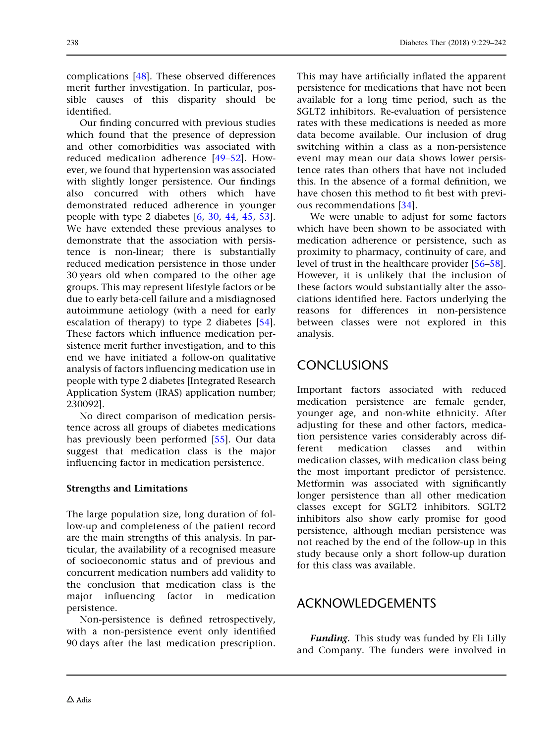complications [48]. These observed differences merit further investigation. In particular, possible causes of this disparity should be identified.

Our finding concurred with previous studies which found that the presence of depression and other comorbidities was associated with reduced medication adherence [49–52]. However, we found that hypertension was associated with slightly longer persistence. Our findings also concurred with others which have demonstrated reduced adherence in younger people with type 2 diabetes [6, 30, 44, 45, 53]. We have extended these previous analyses to demonstrate that the association with persistence is non-linear; there is substantially reduced medication persistence in those under 30 years old when compared to the other age groups. This may represent lifestyle factors or be due to early beta-cell failure and a misdiagnosed autoimmune aetiology (with a need for early escalation of therapy) to type 2 diabetes [54]. These factors which influence medication persistence merit further investigation, and to this end we have initiated a follow-on qualitative analysis of factors influencing medication use in people with type 2 diabetes [Integrated Research Application System (IRAS) application number; 230092].

No direct comparison of medication persistence across all groups of diabetes medications has previously been performed [55]. Our data suggest that medication class is the major influencing factor in medication persistence.

### Strengths and Limitations

The large population size, long duration of follow-up and completeness of the patient record are the main strengths of this analysis. In particular, the availability of a recognised measure of socioeconomic status and of previous and concurrent medication numbers add validity to the conclusion that medication class is the major influencing factor in medication persistence.

Non-persistence is defined retrospectively, with a non-persistence event only identified 90 days after the last medication prescription. This may have artificially inflated the apparent persistence for medications that have not been available for a long time period, such as the SGLT2 inhibitors. Re-evaluation of persistence rates with these medications is needed as more data become available. Our inclusion of drug switching within a class as a non-persistence event may mean our data shows lower persistence rates than others that have not included this. In the absence of a formal definition, we have chosen this method to fit best with previous recommendations [34].

We were unable to adjust for some factors which have been shown to be associated with medication adherence or persistence, such as proximity to pharmacy, continuity of care, and level of trust in the healthcare provider [56–58]. However, it is unlikely that the inclusion of these factors would substantially alter the associations identified here. Factors underlying the reasons for differences in non-persistence between classes were not explored in this analysis.

## CONCLUSIONS

Important factors associated with reduced medication persistence are female gender, younger age, and non-white ethnicity. After adjusting for these and other factors, medication persistence varies considerably across different medication classes and within medication classes, with medication class being the most important predictor of persistence. Metformin was associated with significantly longer persistence than all other medication classes except for SGLT2 inhibitors. SGLT2 inhibitors also show early promise for good persistence, although median persistence was not reached by the end of the follow-up in this study because only a short follow-up duration for this class was available.

## ACKNOWLEDGEMENTS

***Funding.*** This study was funded by Eli Lilly and Company. The funders were involved in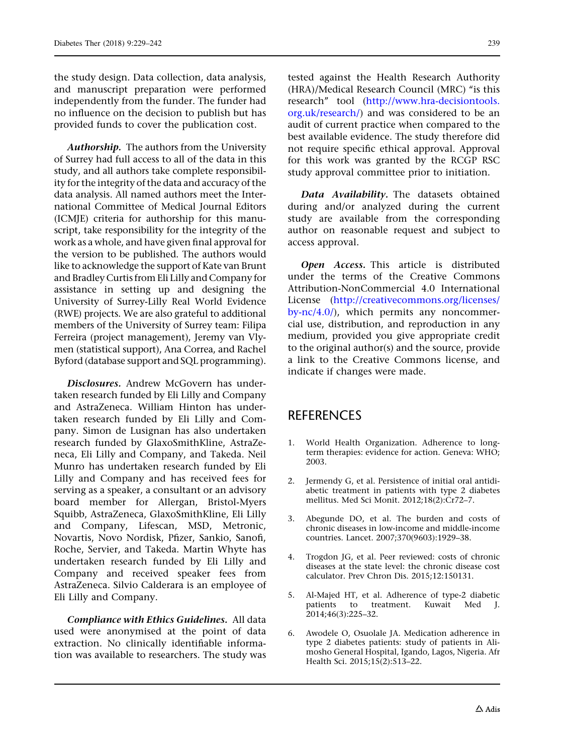the study design. Data collection, data analysis, and manuscript preparation were performed independently from the funder. The funder had no influence on the decision to publish but has provided funds to cover the publication cost.

***Authorship.*** The authors from the University of Surrey had full access to all of the data in this study, and all authors take complete responsibility for the integrity of the data and accuracy of the data analysis. All named authors meet the International Committee of Medical Journal Editors (ICMJE) criteria for authorship for this manuscript, take responsibility for the integrity of the work as a whole, and have given final approval for the version to be published. The authors would like to acknowledge the support of Kate van Brunt and Bradley Curtis from Eli Lilly and Company for assistance in setting up and designing the University of Surrey-Lilly Real World Evidence (RWE) projects. We are also grateful to additional members of the University of Surrey team: Filipa Ferreira (project management), Jeremy van Vlymen (statistical support), Ana Correa, and Rachel Byford (database support and SQL programming).

***Disclosures.*** Andrew McGovern has undertaken research funded by Eli Lilly and Company and AstraZeneca. William Hinton has undertaken research funded by Eli Lilly and Company. Simon de Lusignan has also undertaken research funded by GlaxoSmithKline, AstraZeneca, Eli Lilly and Company, and Takeda. Neil Munro has undertaken research funded by Eli Lilly and Company and has received fees for serving as a speaker, a consultant or an advisory board member for Allergan, Bristol-Myers Squibb, AstraZeneca, GlaxoSmithKline, Eli Lilly and Company, Lifescan, MSD, Metronic, Novartis, Novo Nordisk, Pfizer, Sankio, Sanofi, Roche, Servier, and Takeda. Martin Whyte has undertaken research funded by Eli Lilly and Company and received speaker fees from AstraZeneca. Silvio Calderara is an employee of Eli Lilly and Company.

***Compliance with Ethics Guidelines.*** All data used were anonymised at the point of data extraction. No clinically identifiable information was available to researchers. The study was tested against the Health Research Authority (HRA)/Medical Research Council (MRC) "is this research" tool (http://www.hra-decisiontools.org.uk/research/) and was considered to be an audit of current practice when compared to the best available evidence. The study therefore did not require specific ethical approval. Approval for this work was granted by the RCGP RSC study approval committee prior to initiation.

***Data Availability.*** The datasets obtained during and/or analyzed during the current study are available from the corresponding author on reasonable request and subject to access approval.

***Open Access.*** This article is distributed under the terms of the Creative Commons Attribution-NonCommercial 4.0 International License (http://creativecommons.org/licenses/by-nc/4.0/), which permits any noncommercial use, distribution, and reproduction in any medium, provided you give appropriate credit to the original author(s) and the source, provide a link to the Creative Commons license, and indicate if changes were made.

## REFERENCES

1. World Health Organization. Adherence to long-term therapies: evidence for action. Geneva: WHO; 2003.

2. Jermendy G, et al. Persistence of initial oral antidiabetic treatment in patients with type 2 diabetes mellitus. Med Sci Monit. 2012;18(2):Cr72–7.

3. Abegunde DO, et al. The burden and costs of chronic diseases in low-income and middle-income countries. Lancet. 2007;370(9603):1929–38.

4. Trogdon JG, et al. Peer reviewed: costs of chronic diseases at the state level: the chronic disease cost calculator. Prev Chron Dis. 2015;12:150131.

5. Al-Majed HT, et al. Adherence of type-2 diabetic patients to treatment. Kuwait Med J. 2014;46(3):225–32.

6. Awodele O, Osuolale JA. Medication adherence in type 2 diabetes patients: study of patients in Alimosho General Hospital, Igando, Lagos, Nigeria. Afr Health Sci. 2015;15(2):513–22.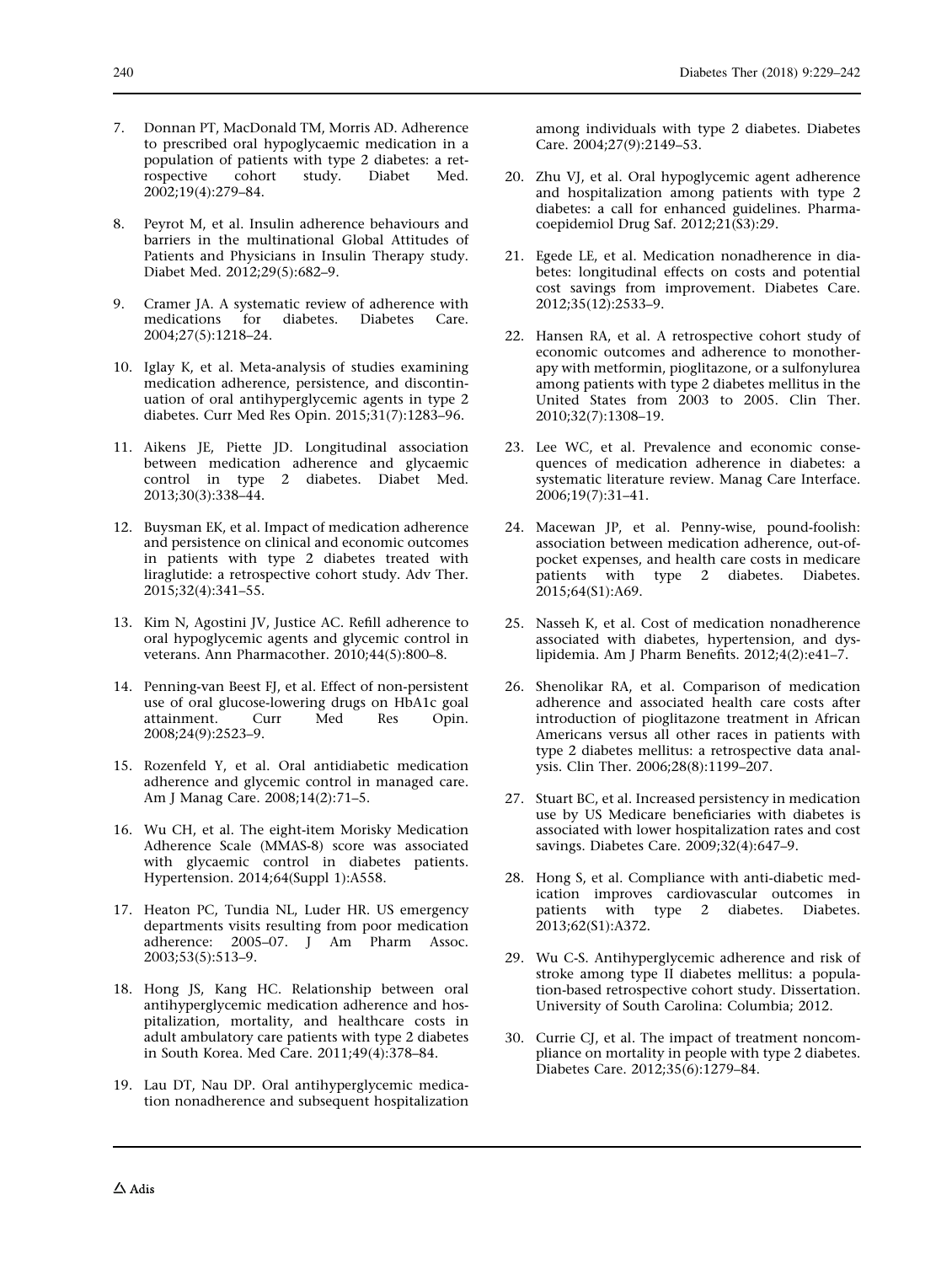7. Donnan PT, MacDonald TM, Morris AD. Adherence to prescribed oral hypoglycaemic medication in a population of patients with type 2 diabetes: a retrospective cohort study. Diabet Med. 2002;19(4):279–84.

8. Peyrot M, et al. Insulin adherence behaviours and barriers in the multinational Global Attitudes of Patients and Physicians in Insulin Therapy study. Diabet Med. 2012;29(5):682–9.

9. Cramer JA. A systematic review of adherence with medications for diabetes. Diabetes Care. 2004;27(5):1218–24.

10. Iglay K, et al. Meta-analysis of studies examining medication adherence, persistence, and discontinuation of oral antihyperglycemic agents in type 2 diabetes. Curr Med Res Opin. 2015;31(7):1283–96.

11. Aikens JE, Piette JD. Longitudinal association between medication adherence and glycaemic control in type 2 diabetes. Diabet Med. 2013;30(3):338–44.

12. Buysman EK, et al. Impact of medication adherence and persistence on clinical and economic outcomes in patients with type 2 diabetes treated with liraglutide: a retrospective cohort study. Adv Ther. 2015;32(4):341–55.

13. Kim N, Agostini JV, Justice AC. Refill adherence to oral hypoglycemic agents and glycemic control in veterans. Ann Pharmacother. 2010;44(5):800–8.

14. Penning-van Beest FJ, et al. Effect of non-persistent use of oral glucose-lowering drugs on HbA1c goal attainment. Curr Med Res Opin. 2008;24(9):2523–9.

15. Rozenfeld Y, et al. Oral antidiabetic medication adherence and glycemic control in managed care. Am J Manag Care. 2008;14(2):71–5.

16. Wu CH, et al. The eight-item Morisky Medication Adherence Scale (MMAS-8) score was associated with glycaemic control in diabetes patients. Hypertension. 2014;64(Suppl 1):A558.

17. Heaton PC, Tundia NL, Luder HR. US emergency departments visits resulting from poor medication adherence: 2005–07. J Am Pharm Assoc. 2003;53(5):513–9.

18. Hong JS, Kang HC. Relationship between oral antihyperglycemic medication adherence and hospitalization, mortality, and healthcare costs in adult ambulatory care patients with type 2 diabetes in South Korea. Med Care. 2011;49(4):378–84.

19. Lau DT, Nau DP. Oral antihyperglycemic medication nonadherence and subsequent hospitalization among individuals with type 2 diabetes. Diabetes Care. 2004;27(9):2149–53.

20. Zhu VJ, et al. Oral hypoglycemic agent adherence and hospitalization among patients with type 2 diabetes: a call for enhanced guidelines. Pharmacoepidemiol Drug Saf. 2012;21(S3):29.

21. Egede LE, et al. Medication nonadherence in diabetes: longitudinal effects on costs and potential cost savings from improvement. Diabetes Care. 2012;35(12):2533–9.

22. Hansen RA, et al. A retrospective cohort study of economic outcomes and adherence to monotherapy with metformin, pioglitazone, or a sulfonylurea among patients with type 2 diabetes mellitus in the United States from 2003 to 2005. Clin Ther. 2010;32(7):1308–19.

23. Lee WC, et al. Prevalence and economic consequences of medication adherence in diabetes: a systematic literature review. Manag Care Interface. 2006;19(7):31–41.

24. Macewan JP, et al. Penny-wise, pound-foolish: association between medication adherence, out-of-pocket expenses, and health care costs in medicare patients with type 2 diabetes. Diabetes. 2015;64(S1):A69.

25. Nasseh K, et al. Cost of medication nonadherence associated with diabetes, hypertension, and dyslipidemia. Am J Pharm Benefits. 2012;4(2):e41–7.

26. Shenolikar RA, et al. Comparison of medication adherence and associated health care costs after introduction of pioglitazone treatment in African Americans versus all other races in patients with type 2 diabetes mellitus: a retrospective data analysis. Clin Ther. 2006;28(8):1199–207.

27. Stuart BC, et al. Increased persistency in medication use by US Medicare beneficiaries with diabetes is associated with lower hospitalization rates and cost savings. Diabetes Care. 2009;32(4):647–9.

28. Hong S, et al. Compliance with anti-diabetic medication improves cardiovascular outcomes in patients with type 2 diabetes. Diabetes. 2013;62(S1):A372.

29. Wu C-S. Antihyperglycemic adherence and risk of stroke among type II diabetes mellitus: a population-based retrospective cohort study. Dissertation. University of South Carolina: Columbia; 2012.

30. Currie CJ, et al. The impact of treatment noncompliance on mortality in people with type 2 diabetes. Diabetes Care. 2012;35(6):1279–84.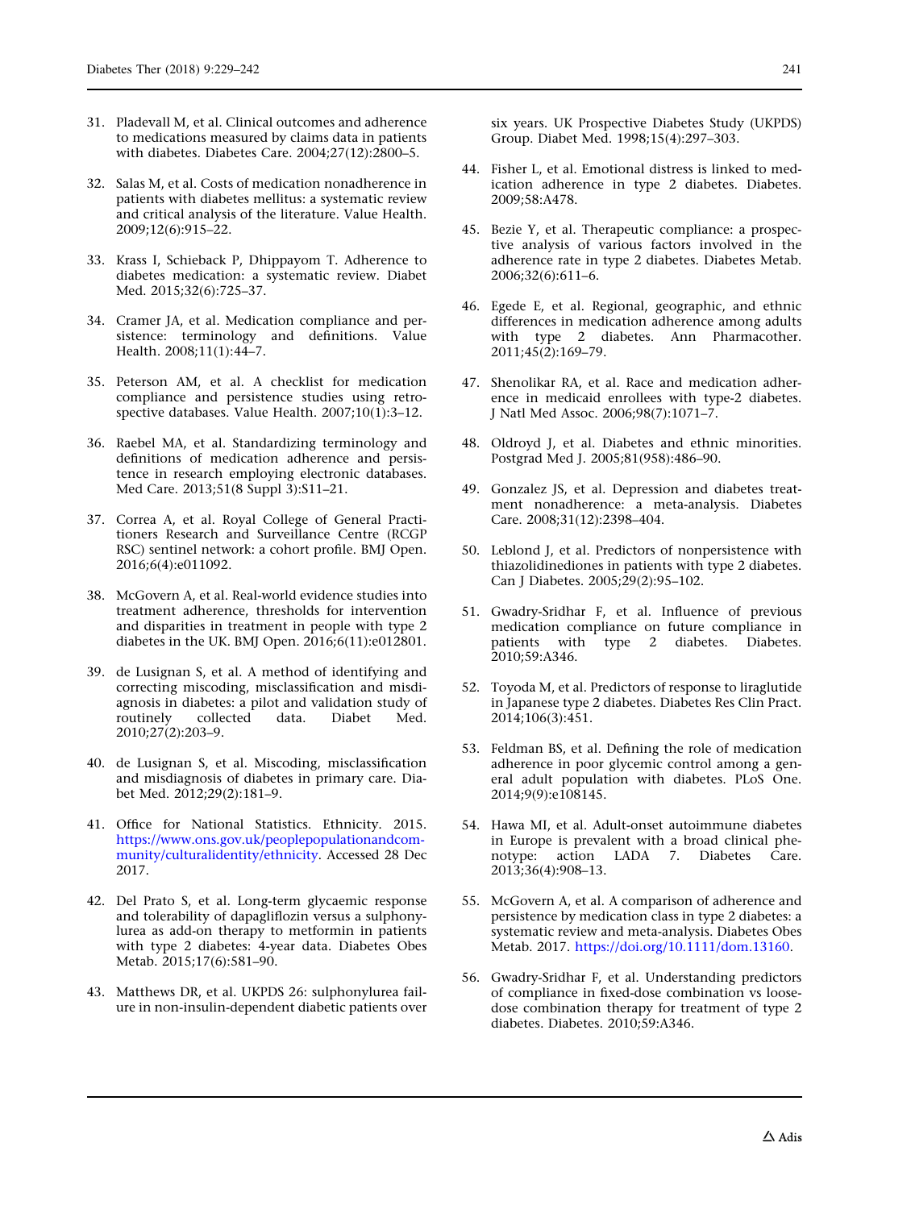31. Pladevall M, et al. Clinical outcomes and adherence to medications measured by claims data in patients with diabetes. Diabetes Care. 2004;27(12):2800–5.

32. Salas M, et al. Costs of medication nonadherence in patients with diabetes mellitus: a systematic review and critical analysis of the literature. Value Health. 2009;12(6):915–22.

33. Krass I, Schieback P, Dhippayom T. Adherence to diabetes medication: a systematic review. Diabet Med. 2015;32(6):725–37.

34. Cramer JA, et al. Medication compliance and persistence: terminology and definitions. Value Health. 2008;11(1):44–7.

35. Peterson AM, et al. A checklist for medication compliance and persistence studies using retrospective databases. Value Health. 2007;10(1):3–12.

36. Raebel MA, et al. Standardizing terminology and definitions of medication adherence and persistence in research employing electronic databases. Med Care. 2013;51(8 Suppl 3):S11–21.

37. Correa A, et al. Royal College of General Practitioners Research and Surveillance Centre (RCGP RSC) sentinel network: a cohort profile. BMJ Open. 2016;6(4):e011092.

38. McGovern A, et al. Real-world evidence studies into treatment adherence, thresholds for intervention and disparities in treatment in people with type 2 diabetes in the UK. BMJ Open. 2016;6(11):e012801.

39. de Lusignan S, et al. A method of identifying and correcting miscoding, misclassification and misdiagnosis in diabetes: a pilot and validation study of routinely collected data. Diabet Med. 2010;27(2):203–9.

40. de Lusignan S, et al. Miscoding, misclassification and misdiagnosis of diabetes in primary care. Diabet Med. 2012;29(2):181–9.

41. Office for National Statistics. Ethnicity. 2015. https://www.ons.gov.uk/peoplepopulationandcommunity/culturalidentity/ethnicity. Accessed 28 Dec 2017.

42. Del Prato S, et al. Long-term glycaemic response and tolerability of dapagliflozin versus a sulphonylurea as add-on therapy to metformin in patients with type 2 diabetes: 4-year data. Diabetes Obes Metab. 2015;17(6):581–90.

43. Matthews DR, et al. UKPDS 26: sulphonylurea failure in non-insulin-dependent diabetic patients over six years. UK Prospective Diabetes Study (UKPDS) Group. Diabet Med. 1998;15(4):297–303.

44. Fisher L, et al. Emotional distress is linked to medication adherence in type 2 diabetes. Diabetes. 2009;58:A478.

45. Bezie Y, et al. Therapeutic compliance: a prospective analysis of various factors involved in the adherence rate in type 2 diabetes. Diabetes Metab. 2006;32(6):611–6.

46. Egede E, et al. Regional, geographic, and ethnic differences in medication adherence among adults with type 2 diabetes. Ann Pharmacother. 2011;45(2):169–79.

47. Shenolikar RA, et al. Race and medication adherence in medicaid enrollees with type-2 diabetes. J Natl Med Assoc. 2006;98(7):1071–7.

48. Oldroyd J, et al. Diabetes and ethnic minorities. Postgrad Med J. 2005;81(958):486–90.

49. Gonzalez JS, et al. Depression and diabetes treatment nonadherence: a meta-analysis. Diabetes Care. 2008;31(12):2398–404.

50. Leblond J, et al. Predictors of nonpersistence with thiazolidinediones in patients with type 2 diabetes. Can J Diabetes. 2005;29(2):95–102.

51. Gwadry-Sridhar F, et al. Influence of previous medication compliance on future compliance in patients with type 2 diabetes. Diabetes. 2010;59:A346.

52. Toyoda M, et al. Predictors of response to liraglutide in Japanese type 2 diabetes. Diabetes Res Clin Pract. 2014;106(3):451.

53. Feldman BS, et al. Defining the role of medication adherence in poor glycemic control among a general adult population with diabetes. PLoS One. 2014;9(9):e108145.

54. Hawa MI, et al. Adult-onset autoimmune diabetes in Europe is prevalent with a broad clinical phenotype: action LADA 7. Diabetes Care. 2013;36(4):908–13.

55. McGovern A, et al. A comparison of adherence and persistence by medication class in type 2 diabetes: a systematic review and meta-analysis. Diabetes Obes Metab. 2017. https://doi.org/10.1111/dom.13160.

56. Gwadry-Sridhar F, et al. Understanding predictors of compliance in fixed-dose combination vs loose-dose combination therapy for treatment of type 2 diabetes. Diabetes. 2010;59:A346.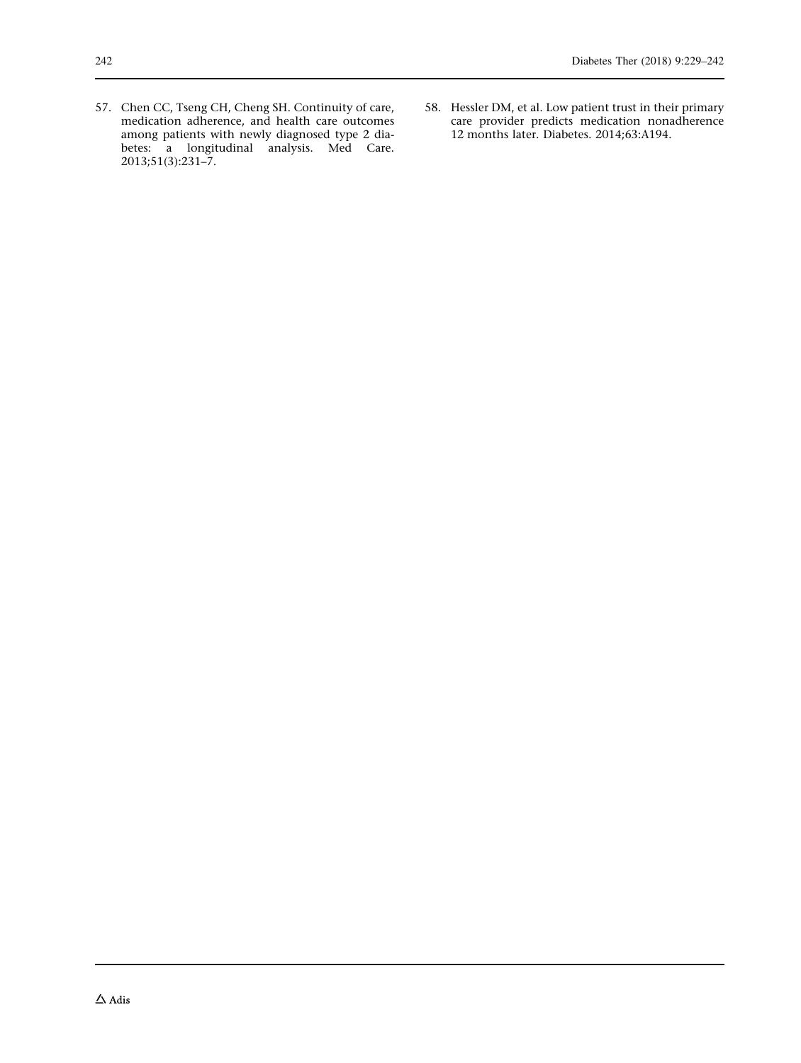57. Chen CC, Tseng CH, Cheng SH. Continuity of care, medication adherence, and health care outcomes among patients with newly diagnosed type 2 diabetes: a longitudinal analysis. Med Care. 2013;51(3):231–7.

58. Hessler DM, et al. Low patient trust in their primary care provider predicts medication nonadherence 12 months later. Diabetes. 2014;63:A194.